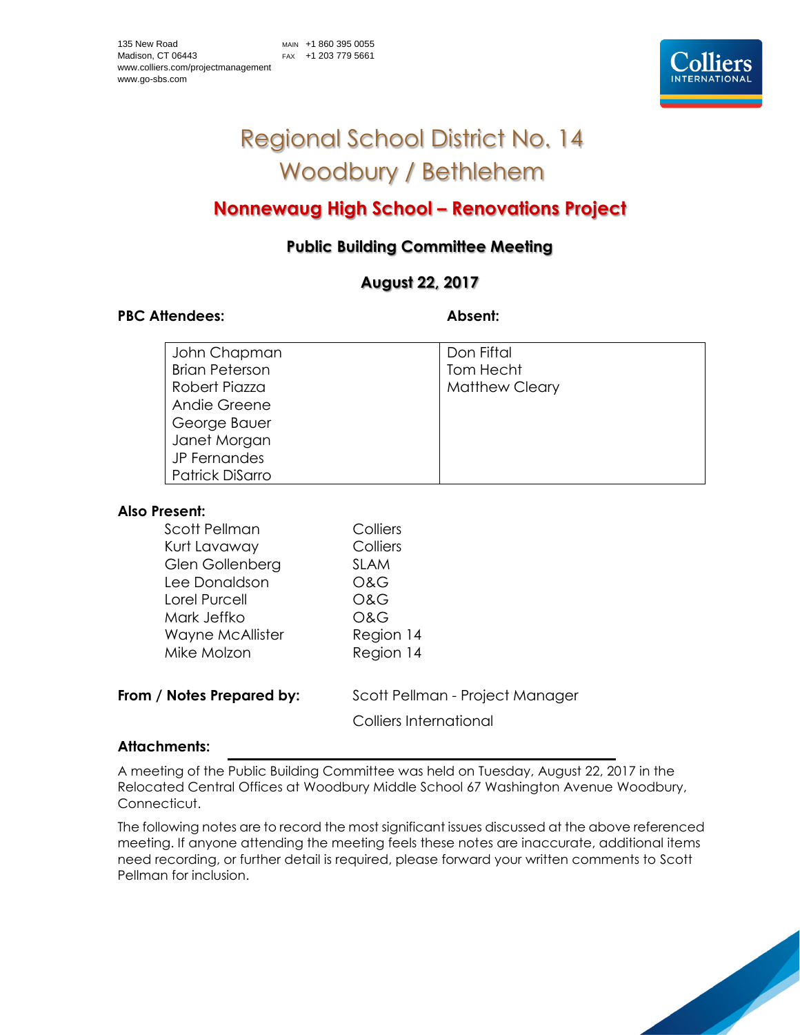135 New Road
Madison, CT 06443
www.colliers.com/projectmanagement
www.go-sbs.com

MAIN +1 860 395 0055
FAX +1 203 779 5661

# Regional School District No. 14
# Woodbury / Bethlehem

## Nonnewaug High School – Renovations Project

### Public Building Committee Meeting

### August 22, 2017

| PBC Attendees: | Absent: |
|---|---|
| John Chapman | Don Fiftal |
| Brian Peterson | Tom Hecht |
| Robert Piazza | Matthew Cleary |
| Andie Greene | |
| George Bauer | |
| Janet Morgan | |
| JP Fernandes | |
| Patrick DiSarro | |

**Also Present:**

| | |
|---|---|
| Scott Pellman | Colliers |
| Kurt Lavaway | Colliers |
| Glen Gollenberg | SLAM |
| Lee Donaldson | O&G |
| Lorel Purcell | O&G |
| Mark Jeffko | O&G |
| Wayne McAllister | Region 14 |
| Mike Molzon | Region 14 |

**From / Notes Prepared by:** Scott Pellman - Project Manager
Colliers International

**Attachments:**

A meeting of the Public Building Committee was held on Tuesday, August 22, 2017 in the Relocated Central Offices at Woodbury Middle School 67 Washington Avenue Woodbury, Connecticut.

The following notes are to record the most significant issues discussed at the above referenced meeting. If anyone attending the meeting feels these notes are inaccurate, additional items need recording, or further detail is required, please forward your written comments to Scott Pellman for inclusion.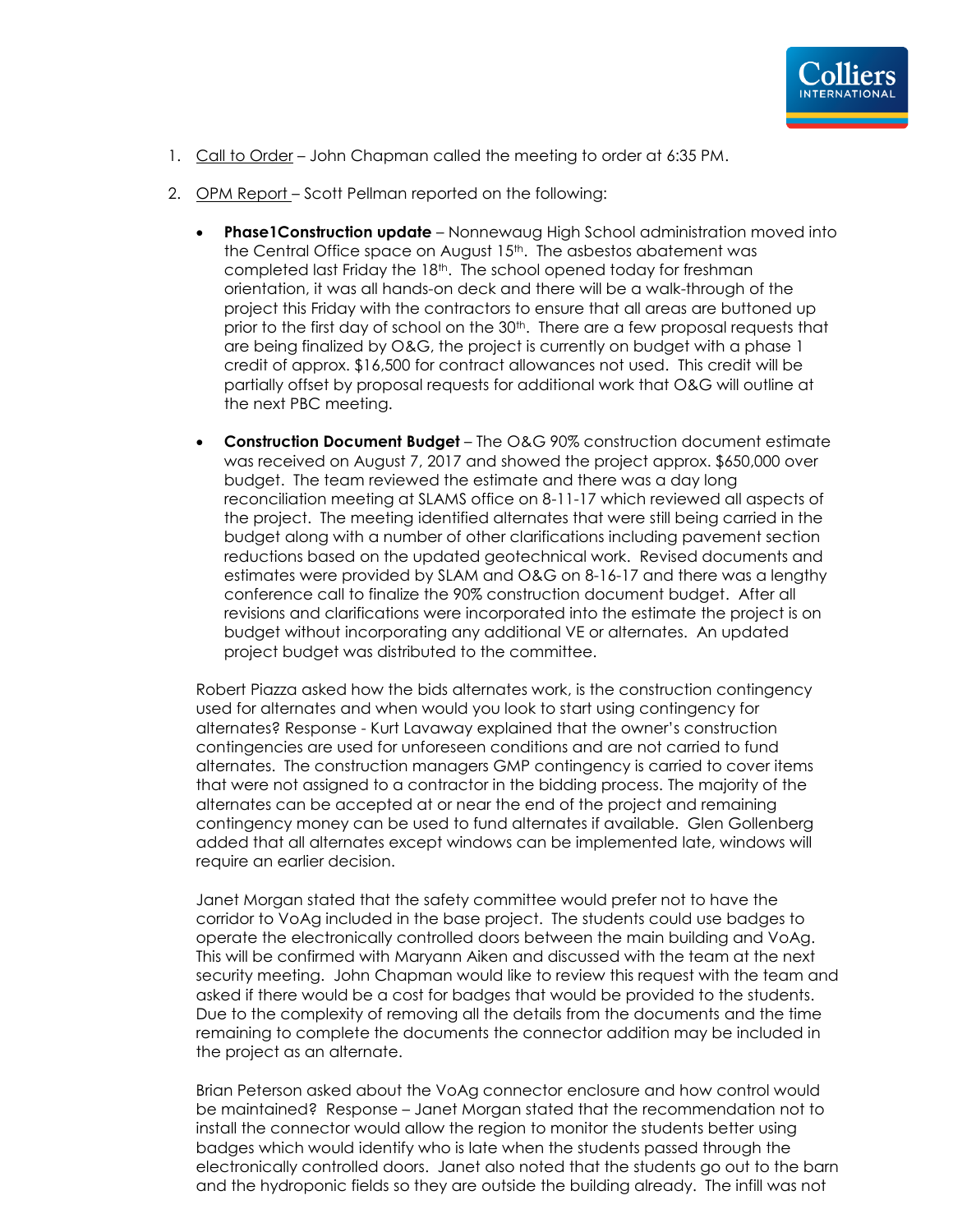1. Call to Order – John Chapman called the meeting to order at 6:35 PM.

2. OPM Report – Scott Pellman reported on the following:

   - **Phase1Construction update** – Nonnewaug High School administration moved into the Central Office space on August 15th. The asbestos abatement was completed last Friday the 18th. The school opened today for freshman orientation, it was all hands-on deck and there will be a walk-through of the project this Friday with the contractors to ensure that all areas are buttoned up prior to the first day of school on the 30th. There are a few proposal requests that are being finalized by O&G, the project is currently on budget with a phase 1 credit of approx. $16,500 for contract allowances not used. This credit will be partially offset by proposal requests for additional work that O&G will outline at the next PBC meeting.

   - **Construction Document Budget** – The O&G 90% construction document estimate was received on August 7, 2017 and showed the project approx. $650,000 over budget. The team reviewed the estimate and there was a day long reconciliation meeting at SLAMS office on 8-11-17 which reviewed all aspects of the project. The meeting identified alternates that were still being carried in the budget along with a number of other clarifications including pavement section reductions based on the updated geotechnical work. Revised documents and estimates were provided by SLAM and O&G on 8-16-17 and there was a lengthy conference call to finalize the 90% construction document budget. After all revisions and clarifications were incorporated into the estimate the project is on budget without incorporating any additional VE or alternates. An updated project budget was distributed to the committee.

   Robert Piazza asked how the bids alternates work, is the construction contingency used for alternates and when would you look to start using contingency for alternates? Response - Kurt Lavaway explained that the owner's construction contingencies are used for unforeseen conditions and are not carried to fund alternates. The construction managers GMP contingency is carried to cover items that were not assigned to a contractor in the bidding process. The majority of the alternates can be accepted at or near the end of the project and remaining contingency money can be used to fund alternates if available. Glen Gollenberg added that all alternates except windows can be implemented late, windows will require an earlier decision.

   Janet Morgan stated that the safety committee would prefer not to have the corridor to VoAg included in the base project. The students could use badges to operate the electronically controlled doors between the main building and VoAg. This will be confirmed with Maryann Aiken and discussed with the team at the next security meeting. John Chapman would like to review this request with the team and asked if there would be a cost for badges that would be provided to the students. Due to the complexity of removing all the details from the documents and the time remaining to complete the documents the connector addition may be included in the project as an alternate.

   Brian Peterson asked about the VoAg connector enclosure and how control would be maintained? Response – Janet Morgan stated that the recommendation not to install the connector would allow the region to monitor the students better using badges which would identify who is late when the students passed through the electronically controlled doors. Janet also noted that the students go out to the barn and the hydroponic fields so they are outside the building already. The infill was not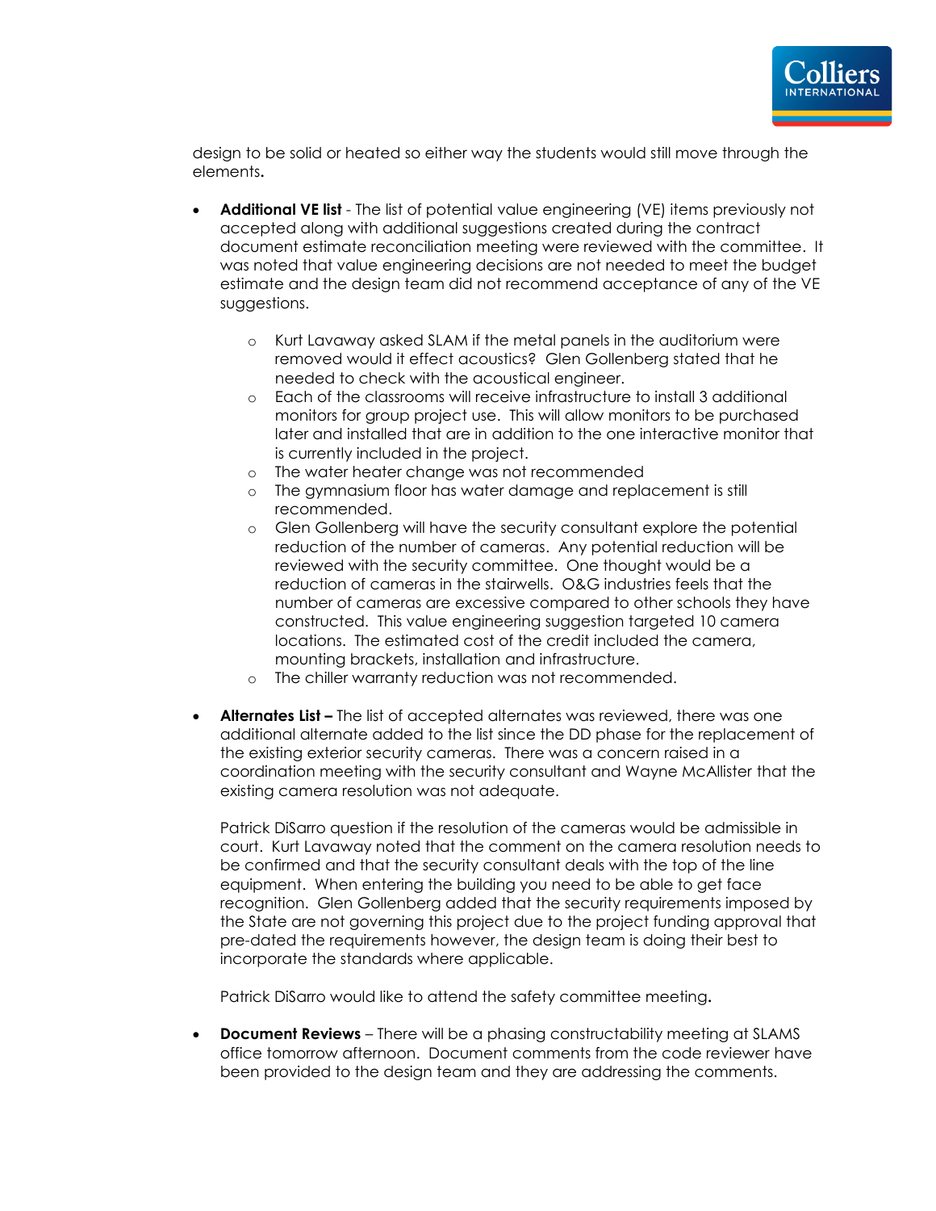design to be solid or heated so either way the students would still move through the elements**.**

- **Additional VE list** - The list of potential value engineering (VE) items previously not accepted along with additional suggestions created during the contract document estimate reconciliation meeting were reviewed with the committee. It was noted that value engineering decisions are not needed to meet the budget estimate and the design team did not recommend acceptance of any of the VE suggestions.
    - Kurt Lavaway asked SLAM if the metal panels in the auditorium were removed would it effect acoustics? Glen Gollenberg stated that he needed to check with the acoustical engineer.
    - Each of the classrooms will receive infrastructure to install 3 additional monitors for group project use. This will allow monitors to be purchased later and installed that are in addition to the one interactive monitor that is currently included in the project.
    - The water heater change was not recommended
    - The gymnasium floor has water damage and replacement is still recommended.
    - Glen Gollenberg will have the security consultant explore the potential reduction of the number of cameras. Any potential reduction will be reviewed with the security committee. One thought would be a reduction of cameras in the stairwells. O&G industries feels that the number of cameras are excessive compared to other schools they have constructed. This value engineering suggestion targeted 10 camera locations. The estimated cost of the credit included the camera, mounting brackets, installation and infrastructure.
    - The chiller warranty reduction was not recommended.

- **Alternates List –** The list of accepted alternates was reviewed, there was one additional alternate added to the list since the DD phase for the replacement of the existing exterior security cameras. There was a concern raised in a coordination meeting with the security consultant and Wayne McAllister that the existing camera resolution was not adequate.

  Patrick DiSarro question if the resolution of the cameras would be admissible in court. Kurt Lavaway noted that the comment on the camera resolution needs to be confirmed and that the security consultant deals with the top of the line equipment. When entering the building you need to be able to get face recognition. Glen Gollenberg added that the security requirements imposed by the State are not governing this project due to the project funding approval that pre-dated the requirements however, the design team is doing their best to incorporate the standards where applicable.

  Patrick DiSarro would like to attend the safety committee meeting**.**

- **Document Reviews** – There will be a phasing constructability meeting at SLAMS office tomorrow afternoon. Document comments from the code reviewer have been provided to the design team and they are addressing the comments.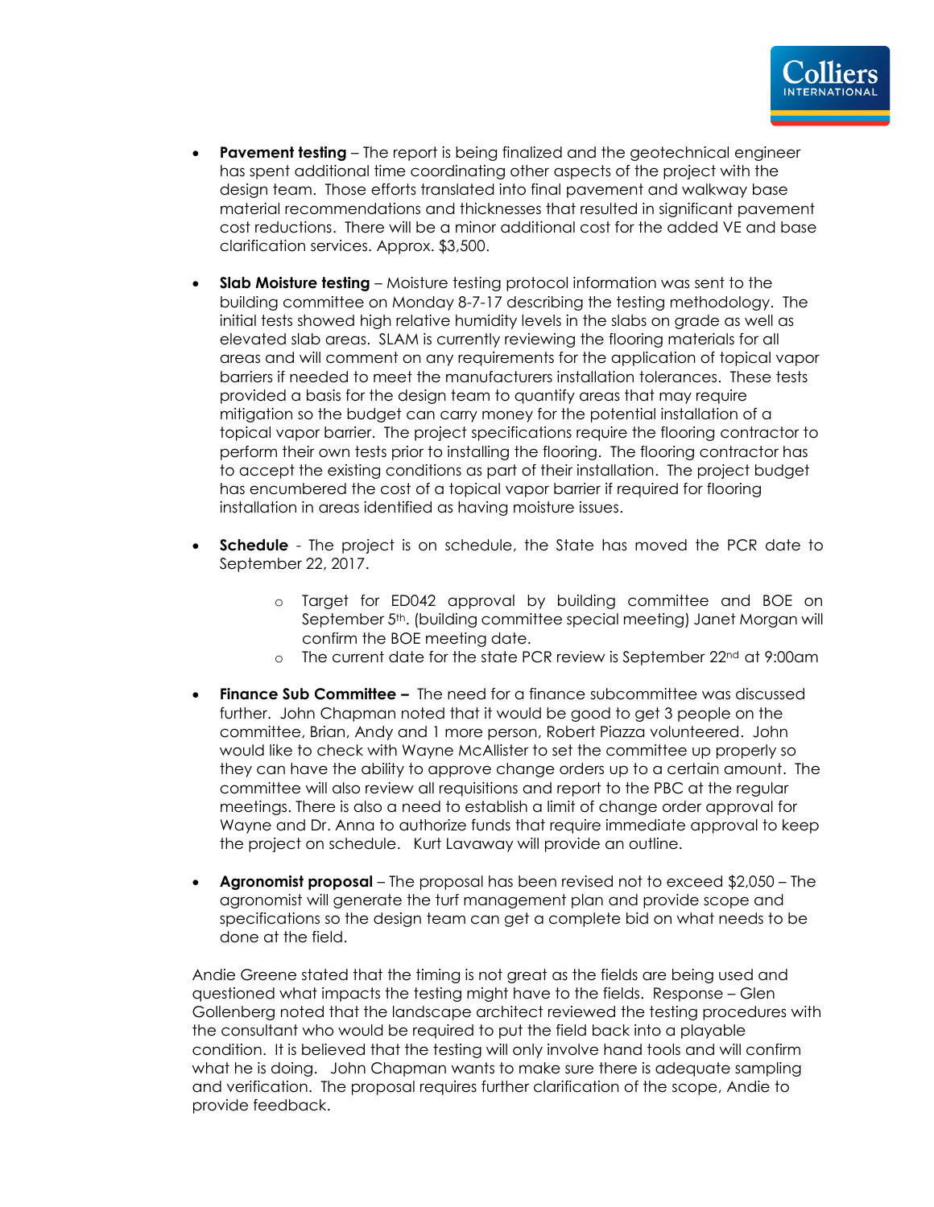- **Pavement testing** – The report is being finalized and the geotechnical engineer has spent additional time coordinating other aspects of the project with the design team. Those efforts translated into final pavement and walkway base material recommendations and thicknesses that resulted in significant pavement cost reductions. There will be a minor additional cost for the added VE and base clarification services. Approx. $3,500.

- **Slab Moisture testing** – Moisture testing protocol information was sent to the building committee on Monday 8-7-17 describing the testing methodology. The initial tests showed high relative humidity levels in the slabs on grade as well as elevated slab areas. SLAM is currently reviewing the flooring materials for all areas and will comment on any requirements for the application of topical vapor barriers if needed to meet the manufacturers installation tolerances. These tests provided a basis for the design team to quantify areas that may require mitigation so the budget can carry money for the potential installation of a topical vapor barrier. The project specifications require the flooring contractor to perform their own tests prior to installing the flooring. The flooring contractor has to accept the existing conditions as part of their installation. The project budget has encumbered the cost of a topical vapor barrier if required for flooring installation in areas identified as having moisture issues.

- **Schedule** - The project is on schedule, the State has moved the PCR date to September 22, 2017.
  - Target for ED042 approval by building committee and BOE on September 5th. (building committee special meeting) Janet Morgan will confirm the BOE meeting date.
  - The current date for the state PCR review is September 22nd at 9:00am

- **Finance Sub Committee –** The need for a finance subcommittee was discussed further. John Chapman noted that it would be good to get 3 people on the committee, Brian, Andy and 1 more person, Robert Piazza volunteered. John would like to check with Wayne McAllister to set the committee up properly so they can have the ability to approve change orders up to a certain amount. The committee will also review all requisitions and report to the PBC at the regular meetings. There is also a need to establish a limit of change order approval for Wayne and Dr. Anna to authorize funds that require immediate approval to keep the project on schedule. Kurt Lavaway will provide an outline.

- **Agronomist proposal** – The proposal has been revised not to exceed $2,050 – The agronomist will generate the turf management plan and provide scope and specifications so the design team can get a complete bid on what needs to be done at the field.

Andie Greene stated that the timing is not great as the fields are being used and questioned what impacts the testing might have to the fields. Response – Glen Gollenberg noted that the landscape architect reviewed the testing procedures with the consultant who would be required to put the field back into a playable condition. It is believed that the testing will only involve hand tools and will confirm what he is doing. John Chapman wants to make sure there is adequate sampling and verification. The proposal requires further clarification of the scope, Andie to provide feedback.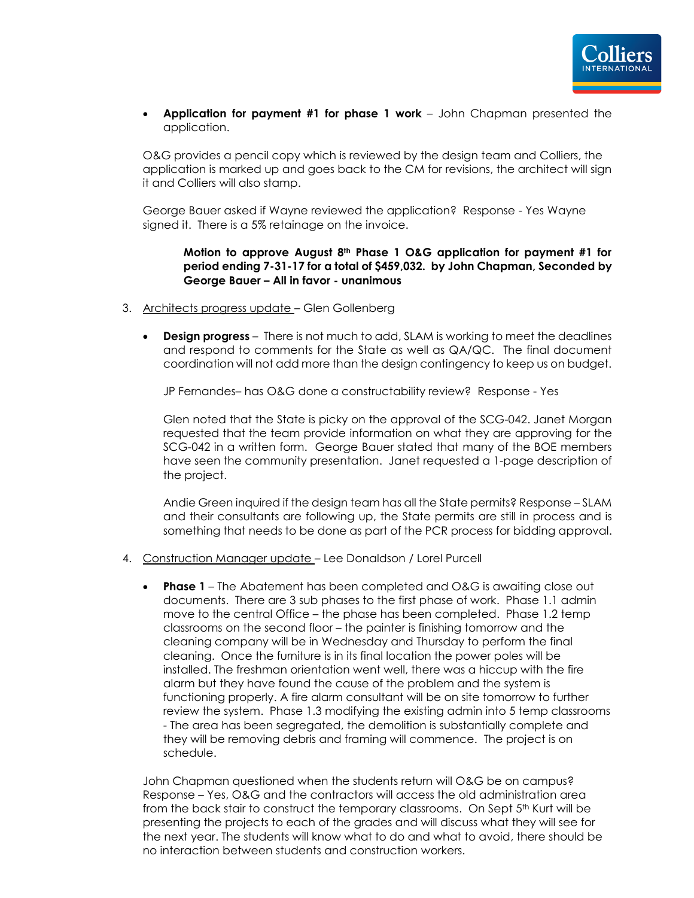- **Application for payment #1 for phase 1 work** – John Chapman presented the application.

O&G provides a pencil copy which is reviewed by the design team and Colliers, the application is marked up and goes back to the CM for revisions, the architect will sign it and Colliers will also stamp.

George Bauer asked if Wayne reviewed the application? Response - Yes Wayne signed it. There is a 5% retainage on the invoice.

> **Motion to approve August 8th Phase 1 O&G application for payment #1 for period ending 7-31-17 for a total of $459,032. by John Chapman, Seconded by George Bauer – All in favor - unanimous**

3. Architects progress update – Glen Gollenberg

- **Design progress** – There is not much to add, SLAM is working to meet the deadlines and respond to comments for the State as well as QA/QC. The final document coordination will not add more than the design contingency to keep us on budget.

  JP Fernandes– has O&G done a constructability review? Response - Yes

  Glen noted that the State is picky on the approval of the SCG-042. Janet Morgan requested that the team provide information on what they are approving for the SCG-042 in a written form. George Bauer stated that many of the BOE members have seen the community presentation. Janet requested a 1-page description of the project.

  Andie Green inquired if the design team has all the State permits? Response – SLAM and their consultants are following up, the State permits are still in process and is something that needs to be done as part of the PCR process for bidding approval.

4. Construction Manager update – Lee Donaldson / Lorel Purcell

- **Phase 1** – The Abatement has been completed and O&G is awaiting close out documents. There are 3 sub phases to the first phase of work. Phase 1.1 admin move to the central Office – the phase has been completed. Phase 1.2 temp classrooms on the second floor – the painter is finishing tomorrow and the cleaning company will be in Wednesday and Thursday to perform the final cleaning. Once the furniture is in its final location the power poles will be installed. The freshman orientation went well, there was a hiccup with the fire alarm but they have found the cause of the problem and the system is functioning properly. A fire alarm consultant will be on site tomorrow to further review the system. Phase 1.3 modifying the existing admin into 5 temp classrooms - The area has been segregated, the demolition is substantially complete and they will be removing debris and framing will commence. The project is on schedule.

John Chapman questioned when the students return will O&G be on campus? Response – Yes, O&G and the contractors will access the old administration area from the back stair to construct the temporary classrooms. On Sept 5th Kurt will be presenting the projects to each of the grades and will discuss what they will see for the next year. The students will know what to do and what to avoid, there should be no interaction between students and construction workers.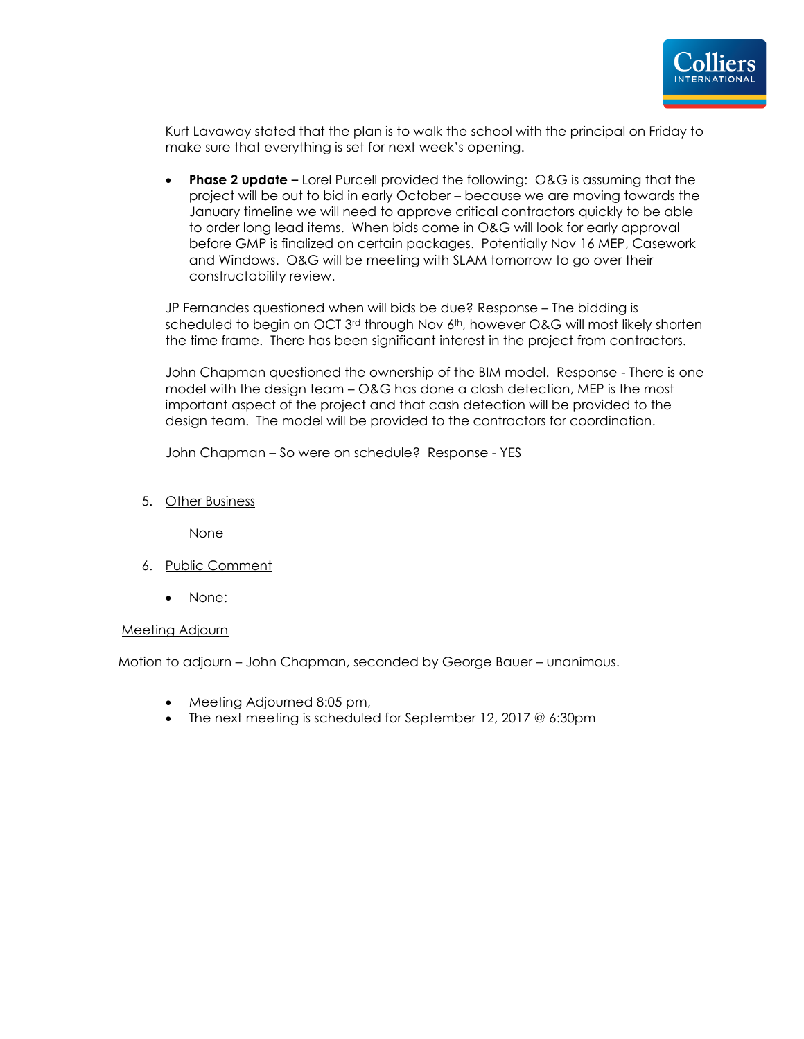Kurt Lavaway stated that the plan is to walk the school with the principal on Friday to make sure that everything is set for next week's opening.

- **Phase 2 update –** Lorel Purcell provided the following: O&G is assuming that the project will be out to bid in early October – because we are moving towards the January timeline we will need to approve critical contractors quickly to be able to order long lead items. When bids come in O&G will look for early approval before GMP is finalized on certain packages. Potentially Nov 16 MEP, Casework and Windows. O&G will be meeting with SLAM tomorrow to go over their constructability review.

JP Fernandes questioned when will bids be due? Response – The bidding is scheduled to begin on OCT 3rd through Nov 6th, however O&G will most likely shorten the time frame. There has been significant interest in the project from contractors.

John Chapman questioned the ownership of the BIM model. Response - There is one model with the design team – O&G has done a clash detection, MEP is the most important aspect of the project and that cash detection will be provided to the design team. The model will be provided to the contractors for coordination.

John Chapman – So were on schedule? Response - YES

5. Other Business

   None

6. Public Comment

   - None:

Meeting Adjourn

Motion to adjourn – John Chapman, seconded by George Bauer – unanimous.

- Meeting Adjourned 8:05 pm,
- The next meeting is scheduled for September 12, 2017 @ 6:30pm